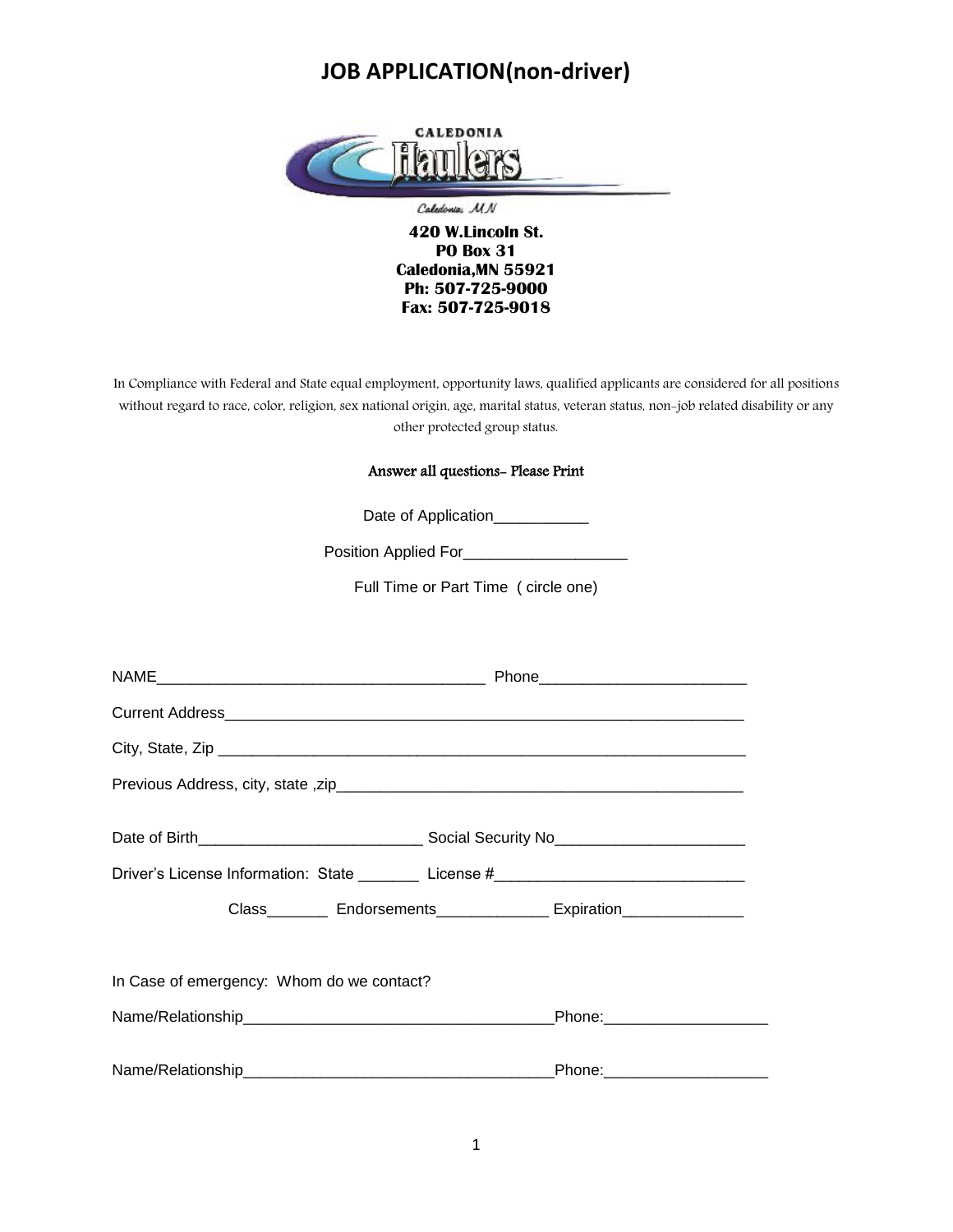# JOB APPLICATION(non-driver)

CALEDONIA Haulers

Caledonia, MN

**420 W.Lincoln St.**
**PO Box 31**
**Caledonia,MN 55921**
**Ph: 507-725-9000**
**Fax: 507-725-9018**

In Compliance with Federal and State equal employment, opportunity laws, qualified applicants are considered for all positions without regard to race, color, religion, sex national origin, age, marital status, veteran status, non-job related disability or any other protected group status.

Answer all questions- Please Print

Date of Application___________

Position Applied For___________________

Full Time or Part Time ( circle one)

NAME_______________________________________ Phone________________________

Current Address_______________________________________________________________

City, State, Zip _______________________________________________________________

Previous Address, city, state ,zip_________________________________________________

Date of Birth_________________________ Social Security No______________________

Driver's License Information: State _______ License #____________________________

Class_______ Endorsements_____________ Expiration______________

In Case of emergency: Whom do we contact?

Name/Relationship____________________________________Phone:__________________

Name/Relationship____________________________________Phone:__________________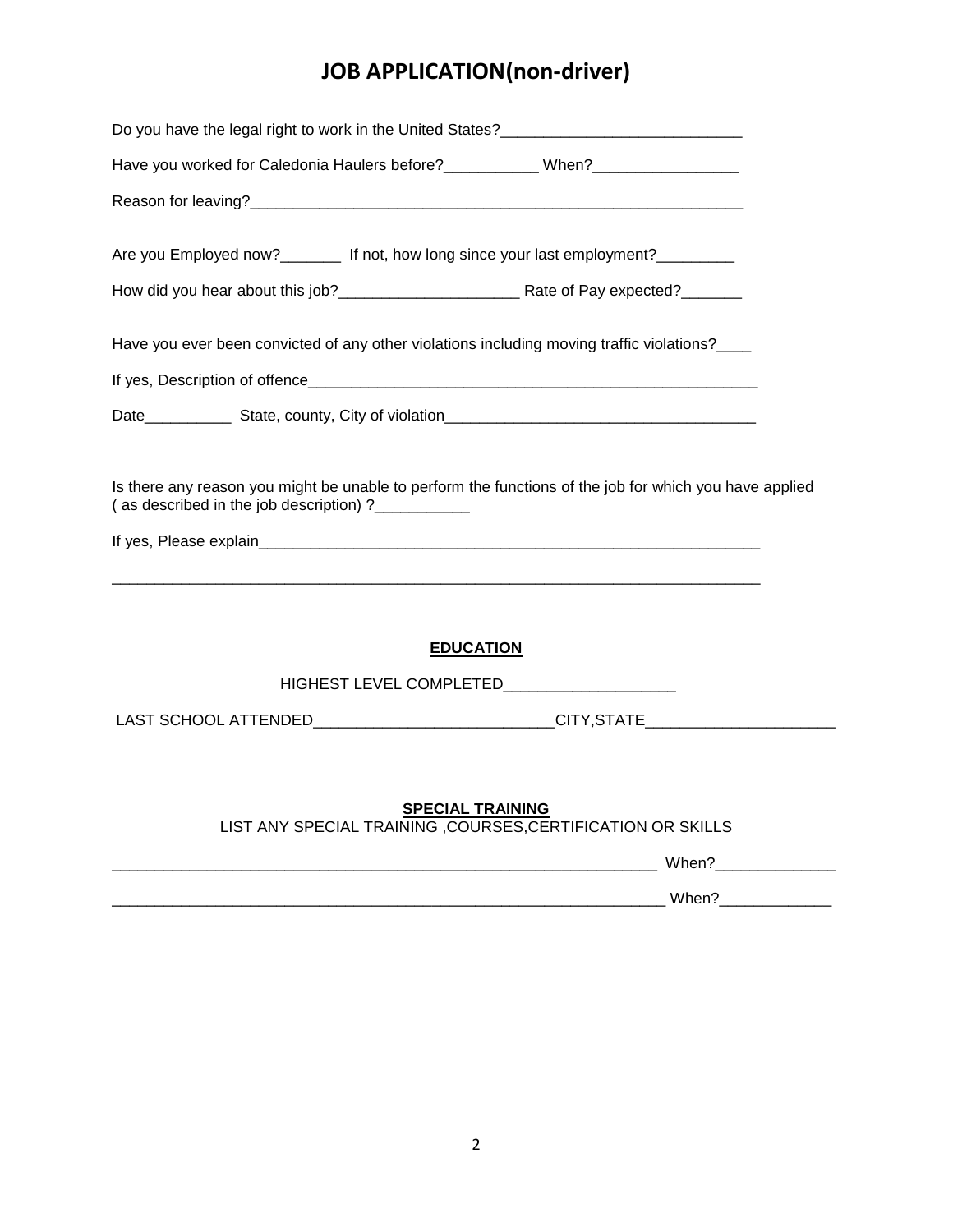# JOB APPLICATION(non-driver)

Do you have the legal right to work in the United States?____________________________

Have you worked for Caledonia Haulers before?___________ When?_________________

Reason for leaving?___________________________________________________________

Are you Employed now?_______ If not, how long since your last employment?_________

How did you hear about this job?_____________________ Rate of Pay expected?_______

Have you ever been convicted of any other violations including moving traffic violations?____

If yes, Description of offence______________________________________________________

Date__________ State, county, City of violation___________________________________

Is there any reason you might be unable to perform the functions of the job for which you have applied ( as described in the job description) ?___________

If yes, Please explain___________________________________________________________

_____________________________________________________________________________

## EDUCATION

HIGHEST LEVEL COMPLETED____________________

LAST SCHOOL ATTENDED____________________________CITY,STATE_____________________

## SPECIAL TRAINING

LIST ANY SPECIAL TRAINING ,COURSES,CERTIFICATION OR SKILLS

_______________________________________________________________ When?_____________

_______________________________________________________________ When?____________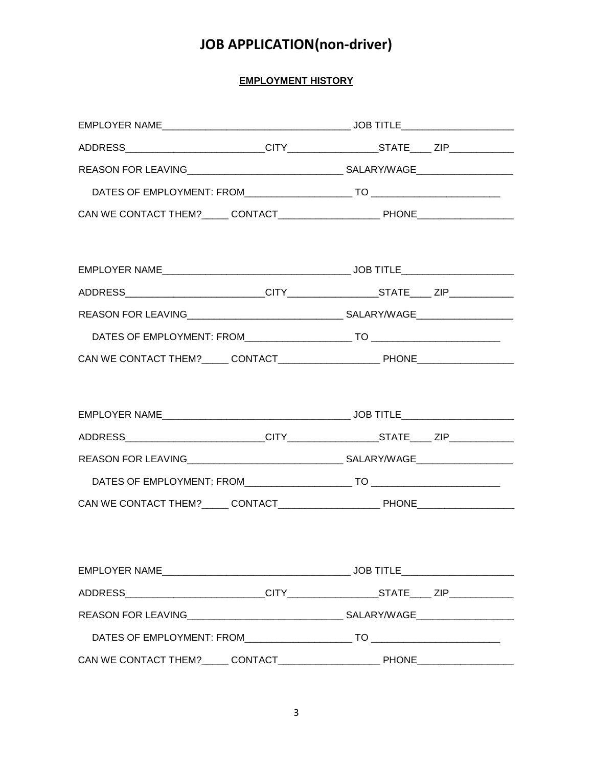# JOB APPLICATION(non-driver)

## EMPLOYMENT HISTORY

EMPLOYER NAME___________________________________ JOB TITLE____________________

ADDRESS_________________________CITY________________STATE____ ZIP___________

REASON FOR LEAVING_____________________________ SALARY/WAGE_________________

DATES OF EMPLOYMENT: FROM___________________ TO _______________________

CAN WE CONTACT THEM?_____ CONTACT__________________ PHONE_________________

EMPLOYER NAME___________________________________ JOB TITLE____________________

ADDRESS_________________________CITY________________STATE____ ZIP___________

REASON FOR LEAVING_____________________________ SALARY/WAGE_________________

DATES OF EMPLOYMENT: FROM___________________ TO _______________________

CAN WE CONTACT THEM?_____ CONTACT__________________ PHONE_________________

EMPLOYER NAME___________________________________ JOB TITLE____________________

ADDRESS_________________________CITY________________STATE____ ZIP___________

REASON FOR LEAVING_____________________________ SALARY/WAGE_________________

DATES OF EMPLOYMENT: FROM___________________ TO _______________________

CAN WE CONTACT THEM?_____ CONTACT__________________ PHONE_________________

EMPLOYER NAME___________________________________ JOB TITLE____________________

ADDRESS_________________________CITY________________STATE____ ZIP___________

REASON FOR LEAVING_____________________________ SALARY/WAGE_________________

DATES OF EMPLOYMENT: FROM___________________ TO _______________________

CAN WE CONTACT THEM?_____ CONTACT__________________ PHONE_________________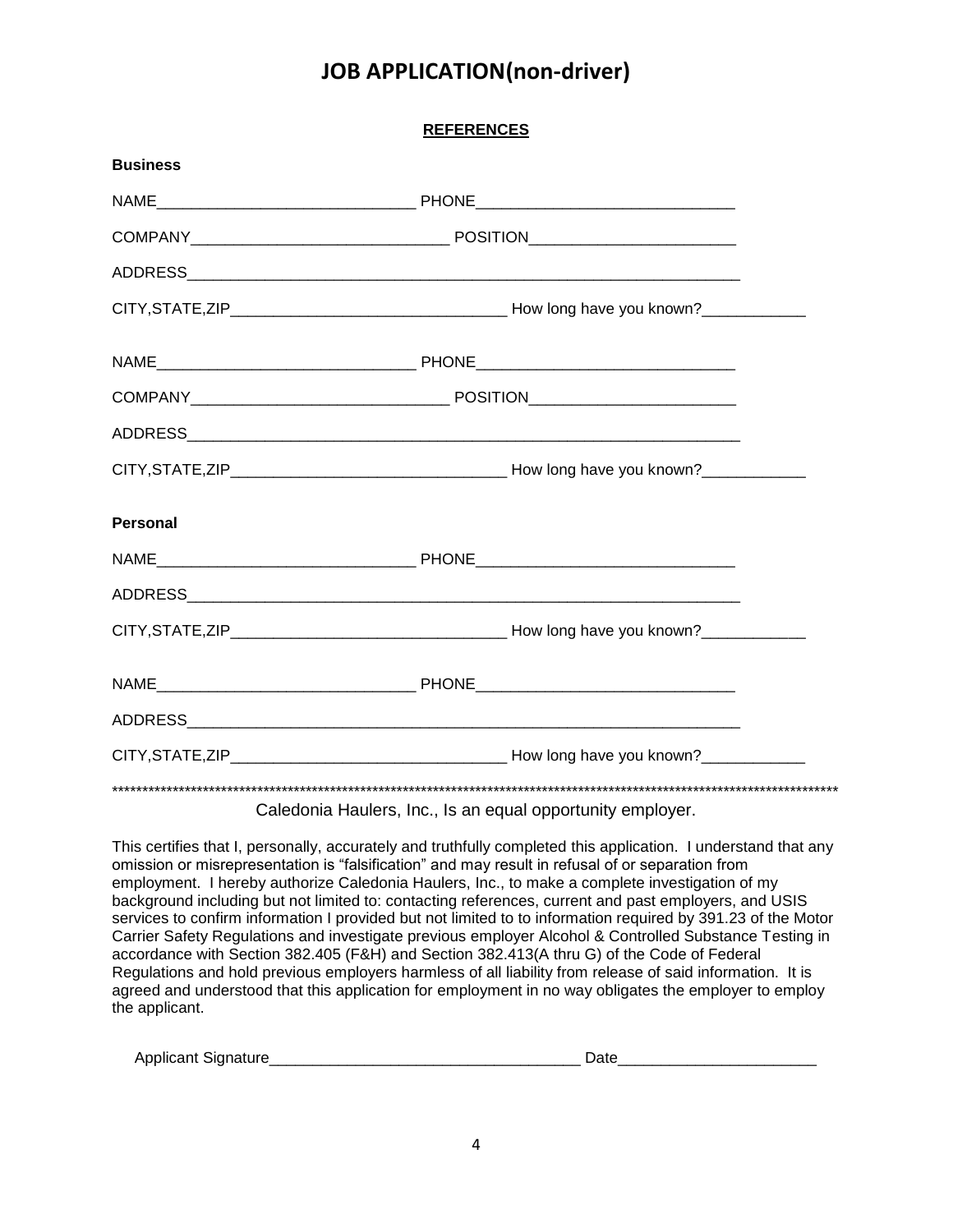# JOB APPLICATION(non-driver)

**REFERENCES**

**Business**

NAME______________________________ PHONE______________________________

COMPANY______________________________ POSITION________________________

ADDRESS__________________________________________________________________

CITY,STATE,ZIP________________________________ How long have you known?____________

NAME______________________________ PHONE______________________________

COMPANY______________________________ POSITION________________________

ADDRESS__________________________________________________________________

CITY,STATE,ZIP________________________________ How long have you known?____________

**Personal**

NAME______________________________ PHONE______________________________

ADDRESS__________________________________________________________________

CITY,STATE,ZIP________________________________ How long have you known?____________

NAME______________________________ PHONE______________________________

ADDRESS__________________________________________________________________

CITY,STATE,ZIP________________________________ How long have you known?____________

*****************************************************************************************************************

Caledonia Haulers, Inc., Is an equal opportunity employer.

This certifies that I, personally, accurately and truthfully completed this application. I understand that any omission or misrepresentation is "falsification" and may result in refusal of or separation from employment. I hereby authorize Caledonia Haulers, Inc., to make a complete investigation of my background including but not limited to: contacting references, current and past employers, and USIS services to confirm information I provided but not limited to to information required by 391.23 of the Motor Carrier Safety Regulations and investigate previous employer Alcohol & Controlled Substance Testing in accordance with Section 382.405 (F&H) and Section 382.413(A thru G) of the Code of Federal Regulations and hold previous employers harmless of all liability from release of said information. It is agreed and understood that this application for employment in no way obligates the employer to employ the applicant.

Applicant Signature____________________________________ Date_______________________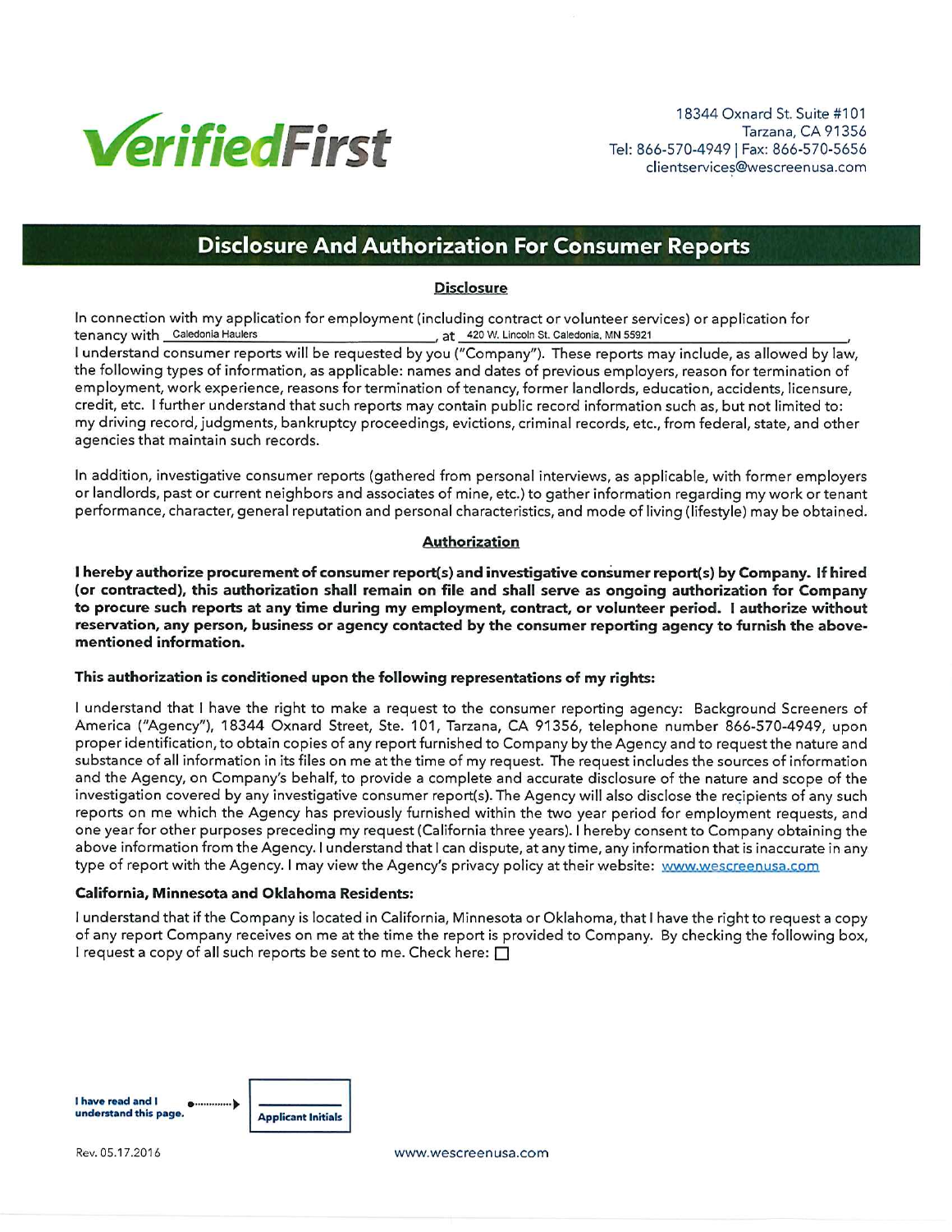VerifiedFirst

18344 Oxnard St. Suite #101
Tarzana, CA 91356
Tel: 866-570-4949 | Fax: 866-570-5656
clientservices@wescreenusa.com

# Disclosure And Authorization For Consumer Reports

## Disclosure

In connection with my application for employment (including contract or volunteer services) or application for tenancy with Caledonia Haulers, at 420 W. Lincoln St. Caledonia, MN 55921,
I understand consumer reports will be requested by you ("Company"). These reports may include, as allowed by law, the following types of information, as applicable: names and dates of previous employers, reason for termination of employment, work experience, reasons for termination of tenancy, former landlords, education, accidents, licensure, credit, etc. I further understand that such reports may contain public record information such as, but not limited to: my driving record, judgments, bankruptcy proceedings, evictions, criminal records, etc., from federal, state, and other agencies that maintain such records.

In addition, investigative consumer reports (gathered from personal interviews, as applicable, with former employers or landlords, past or current neighbors and associates of mine, etc.) to gather information regarding my work or tenant performance, character, general reputation and personal characteristics, and mode of living (lifestyle) may be obtained.

## Authorization

**I hereby authorize procurement of consumer report(s) and investigative consumer report(s) by Company. If hired (or contracted), this authorization shall remain on file and shall serve as ongoing authorization for Company to procure such reports at any time during my employment, contract, or volunteer period. I authorize without reservation, any person, business or agency contacted by the consumer reporting agency to furnish the above-mentioned information.**

**This authorization is conditioned upon the following representations of my rights:**

I understand that I have the right to make a request to the consumer reporting agency: Background Screeners of America ("Agency"), 18344 Oxnard Street, Ste. 101, Tarzana, CA 91356, telephone number 866-570-4949, upon proper identification, to obtain copies of any report furnished to Company by the Agency and to request the nature and substance of all information in its files on me at the time of my request. The request includes the sources of information and the Agency, on Company's behalf, to provide a complete and accurate disclosure of the nature and scope of the investigation covered by any investigative consumer report(s). The Agency will also disclose the recipients of any such reports on me which the Agency has previously furnished within the two year period for employment requests, and one year for other purposes preceding my request (California three years). I hereby consent to Company obtaining the above information from the Agency. I understand that I can dispute, at any time, any information that is inaccurate in any type of report with the Agency. I may view the Agency's privacy policy at their website: www.wescreenusa.com

**California, Minnesota and Oklahoma Residents:**

I understand that if the Company is located in California, Minnesota or Oklahoma, that I have the right to request a copy of any report Company receives on me at the time the report is provided to Company. By checking the following box, I request a copy of all such reports be sent to me. Check here: ☐

**I have read and I understand this page.** → ______ **Applicant Initials**

Rev. 05.17.2016

www.wescreenusa.com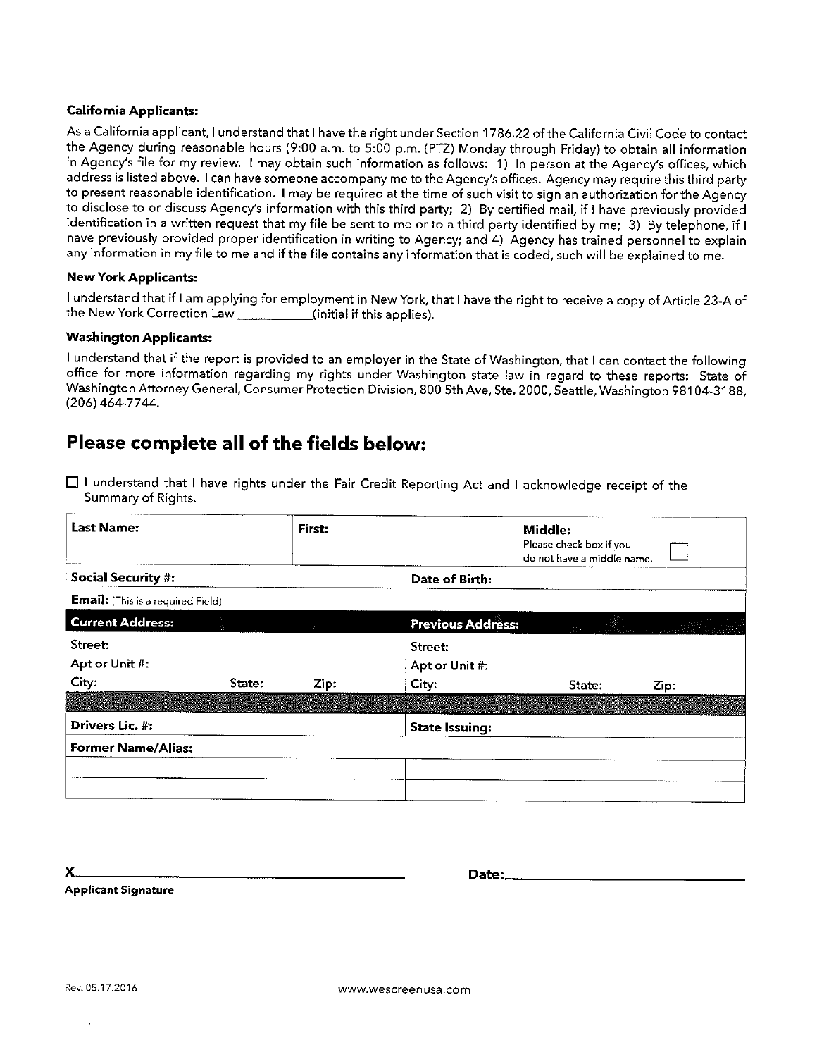**California Applicants:**

As a California applicant, I understand that I have the right under Section 1786.22 of the California Civil Code to contact the Agency during reasonable hours (9:00 a.m. to 5:00 p.m. (PTZ) Monday through Friday) to obtain all information in Agency's file for my review. I may obtain such information as follows: 1) In person at the Agency's offices, which address is listed above. I can have someone accompany me to the Agency's offices. Agency may require this third party to present reasonable identification. I may be required at the time of such visit to sign an authorization for the Agency to disclose to or discuss Agency's information with this third party; 2) By certified mail, if I have previously provided identification in a written request that my file be sent to me or to a third party identified by me; 3) By telephone, if I have previously provided proper identification in writing to Agency; and 4) Agency has trained personnel to explain any information in my file to me and if the file contains any information that is coded, such will be explained to me.

**New York Applicants:**

I understand that if I am applying for employment in New York, that I have the right to receive a copy of Article 23-A of the New York Correction Law ___________(initial if this applies).

**Washington Applicants:**

I understand that if the report is provided to an employer in the State of Washington, that I can contact the following office for more information regarding my rights under Washington state law in regard to these reports: State of Washington Attorney General, Consumer Protection Division, 800 5th Ave, Ste. 2000, Seattle, Washington 98104-3188, (206) 464-7744.

## Please complete all of the fields below:

☐ I understand that I have rights under the Fair Credit Reporting Act and I acknowledge receipt of the Summary of Rights.

| | | | |
|---|---|---|---|
| **Last Name:** | **First:** | | **Middle:** Please check box if you do not have a middle name. ☐ |
| **Social Security #:** | | **Date of Birth:** | |
| **Email:** (This is a required Field) | | | |
| **Current Address:** | | **Previous Address:** | |
| Street:<br>Apt or Unit #:<br>City: State: Zip: | | Street:<br>Apt or Unit #:<br>City: State: Zip: | |
| **Drivers Lic. #:** | | **State Issuing:** | |
| **Former Name/Alias:** | | | |
| | | | |
| | | | |

X______________________________
**Applicant Signature**

Date:______________________________

Rev. 05.17.2016

www.wescreenusa.com